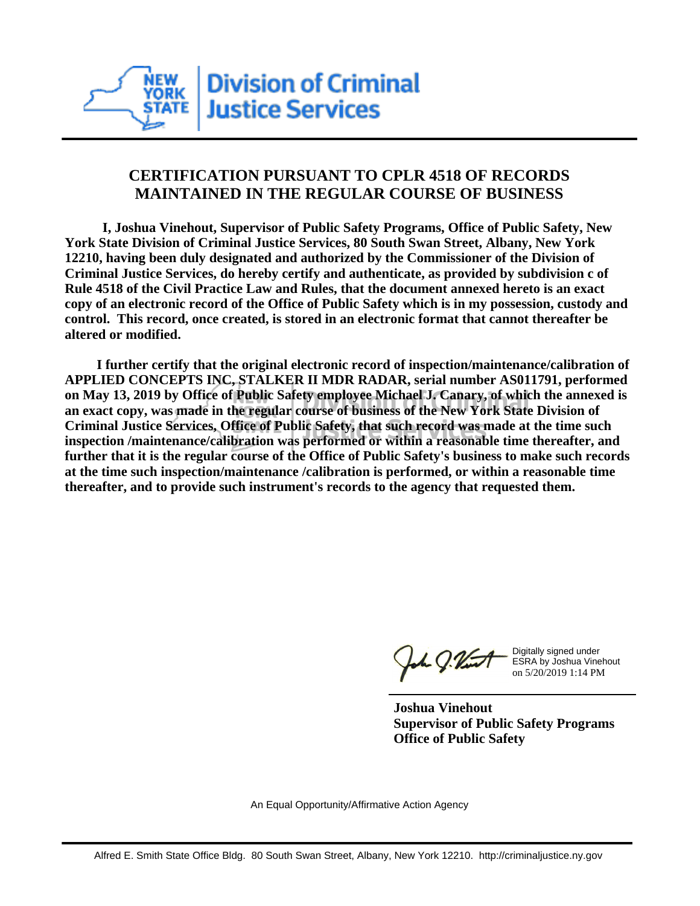**Division of Criminal Justice Services**

## CERTIFICATION PURSUANT TO CPLR 4518 OF RECORDS MAINTAINED IN THE REGULAR COURSE OF BUSINESS

**I, Joshua Vinehout, Supervisor of Public Safety Programs, Office of Public Safety, New York State Division of Criminal Justice Services, 80 South Swan Street, Albany, New York 12210, having been duly designated and authorized by the Commissioner of the Division of Criminal Justice Services, do hereby certify and authenticate, as provided by subdivision c of Rule 4518 of the Civil Practice Law and Rules, that the document annexed hereto is an exact copy of an electronic record of the Office of Public Safety which is in my possession, custody and control. This record, once created, is stored in an electronic format that cannot thereafter be altered or modified.**

**I further certify that the original electronic record of inspection/maintenance/calibration of APPLIED CONCEPTS INC, STALKER II MDR RADAR, serial number AS011791, performed on May 13, 2019 by Office of Public Safety employee Michael J. Canary, of which the annexed is an exact copy, was made in the regular course of business of the New York State Division of Criminal Justice Services, Office of Public Safety, that such record was made at the time such inspection /maintenance/calibration was performed or within a reasonable time thereafter, and further that it is the regular course of the Office of Public Safety's business to make such records at the time such inspection/maintenance /calibration is performed, or within a reasonable time thereafter, and to provide such instrument's records to the agency that requested them.**

Digitally signed under ESRA by Joshua Vinehout on 5/20/2019 1:14 PM

**Joshua Vinehout**
**Supervisor of Public Safety Programs**
**Office of Public Safety**

An Equal Opportunity/Affirmative Action Agency

Alfred E. Smith State Office Bldg. 80 South Swan Street, Albany, New York 12210. http://criminaljustice.ny.gov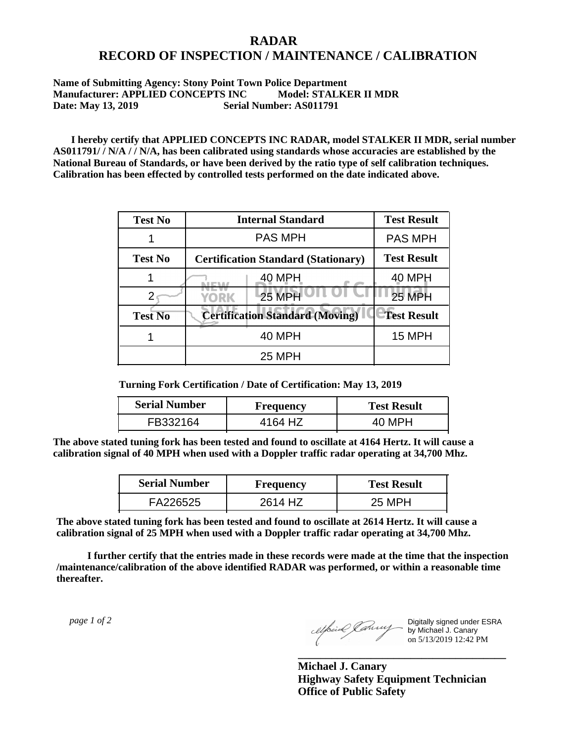# RADAR
# RECORD OF INSPECTION / MAINTENANCE / CALIBRATION

**Name of Submitting Agency: Stony Point Town Police Department**
**Manufacturer: APPLIED CONCEPTS INC Model: STALKER II MDR**
**Date: May 13, 2019 Serial Number: AS011791**

**I hereby certify that APPLIED CONCEPTS INC RADAR, model STALKER II MDR, serial number AS011791/ / N/A / / N/A, has been calibrated using standards whose accuracies are established by the National Bureau of Standards, or have been derived by the ratio type of self calibration techniques. Calibration has been effected by controlled tests performed on the date indicated above.**

| Test No | Internal Standard | Test Result |
|---|---|---|
| 1 | PAS MPH | PAS MPH |
| **Test No** | **Certification Standard (Stationary)** | **Test Result** |
| 1 | 40 MPH | 40 MPH |
| 2 | 25 MPH | 25 MPH |
| **Test No** | **Certification Standard (Moving)** | **Test Result** |
| 1 | 40 MPH | 15 MPH |
| | 25 MPH | |

**Turning Fork Certification / Date of Certification: May 13, 2019**

| Serial Number | Frequency | Test Result |
|---|---|---|
| FB332164 | 4164 HZ | 40 MPH |

**The above stated tuning fork has been tested and found to oscillate at 4164 Hertz. It will cause a calibration signal of 40 MPH when used with a Doppler traffic radar operating at 34,700 Mhz.**

| Serial Number | Frequency | Test Result |
|---|---|---|
| FA226525 | 2614 HZ | 25 MPH |

**The above stated tuning fork has been tested and found to oscillate at 2614 Hertz. It will cause a calibration signal of 25 MPH when used with a Doppler traffic radar operating at 34,700 Mhz.**

**I further certify that the entries made in these records were made at the time that the inspection /maintenance/calibration of the above identified RADAR was performed, or within a reasonable time thereafter.**

Digitally signed under ESRA by Michael J. Canary on 5/13/2019 12:42 PM

**Michael J. Canary**
**Highway Safety Equipment Technician**
**Office of Public Safety**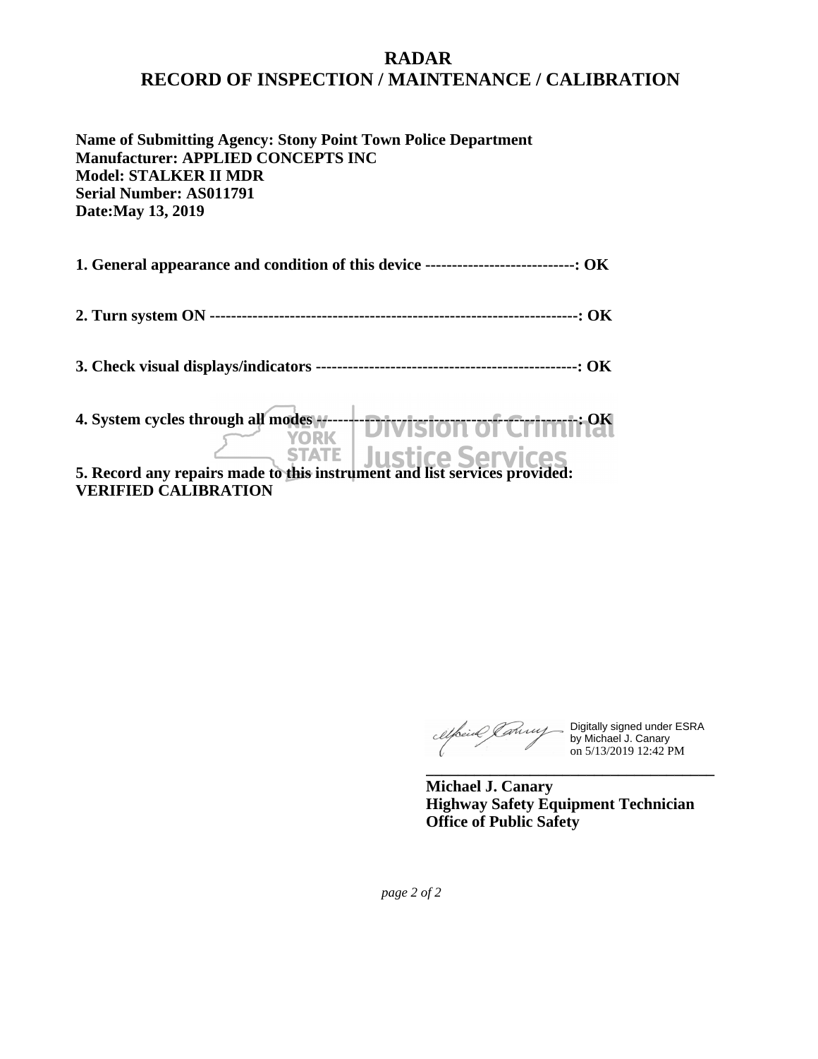# RADAR
# RECORD OF INSPECTION / MAINTENANCE / CALIBRATION

**Name of Submitting Agency: Stony Point Town Police Department**
**Manufacturer: APPLIED CONCEPTS INC**
**Model: STALKER II MDR**
**Serial Number: AS011791**
**Date:May 13, 2019**

**1. General appearance and condition of this device ----------------------------: OK**

**2. Turn system ON ------------------------------------------------------------------: OK**

**3. Check visual displays/indicators -------------------------------------------------: OK**

**4. System cycles through all modes -----------------------------------------------: OK**

**5. Record any repairs made to this instrument and list services provided:**
**VERIFIED CALIBRATION**

Digitally signed under ESRA by Michael J. Canary on 5/13/2019 12:42 PM

**Michael J. Canary**
**Highway Safety Equipment Technician**
**Office of Public Safety**